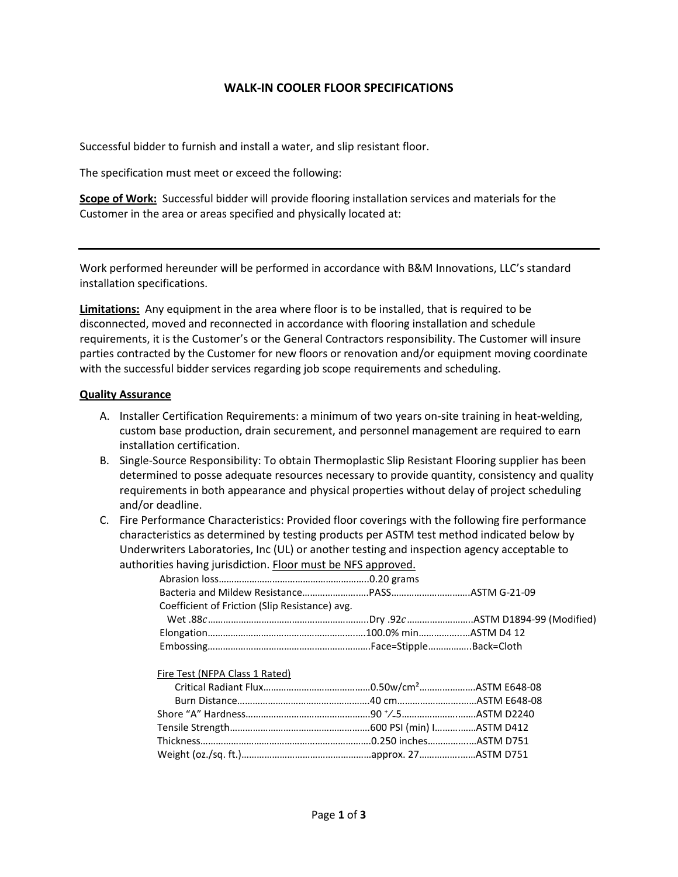# WALK-IN COOLER FLOOR SPECIFICATIONS

Successful bidder to furnish and install a water, and slip resistant floor.

The specification must meet or exceed the following:

**Scope of Work:** Successful bidder will provide flooring installation services and materials for the Customer in the area or areas specified and physically located at:

---

Work performed hereunder will be performed in accordance with B&M Innovations, LLC's standard installation specifications.

**Limitations:** Any equipment in the area where floor is to be installed, that is required to be disconnected, moved and reconnected in accordance with flooring installation and schedule requirements, it is the Customer's or the General Contractors responsibility. The Customer will insure parties contracted by the Customer for new floors or renovation and/or equipment moving coordinate with the successful bidder services regarding job scope requirements and scheduling.

**Quality Assurance**

A. Installer Certification Requirements: a minimum of two years on-site training in heat-welding, custom base production, drain securement, and personnel management are required to earn installation certification.

B. Single-Source Responsibility: To obtain Thermoplastic Slip Resistant Flooring supplier has been determined to posse adequate resources necessary to provide quantity, consistency and quality requirements in both appearance and physical properties without delay of project scheduling and/or deadline.

C. Fire Performance Characteristics: Provided floor coverings with the following fire performance characteristics as determined by testing products per ASTM test method indicated below by Underwriters Laboratories, Inc (UL) or another testing and inspection agency acceptable to authorities having jurisdiction. Floor must be NFS approved.

| Property | Value | Test Method |
|---|---|---|
| Abrasion loss | 0.20 grams | |
| Bacteria and Mildew Resistance | PASS | ASTM G-21-09 |
| Coefficient of Friction (Slip Resistance) avg. | | |
| Wet .88*c* | Dry .92*c* | ASTM D1894-99 (Modified) |
| Elongation | 100.0% min | ASTM D4 12 |
| Embossing | Face=Stipple | Back=Cloth |

Fire Test (NFPA Class 1 Rated)

| Property | Value | Test Method |
|---|---|---|
| Critical Radiant Flux | 0.50w/cm² | ASTM E648-08 |
| Burn Distance | 40 cm | ASTM E648-08 |
| Shore "A" Hardness | 90 +/-5 | ASTM D2240 |
| Tensile Strength | 600 PSI (min) I | ASTM D412 |
| Thickness | 0.250 inches | ASTM D751 |
| Weight (oz./sq. ft.) | approx. 27 | ASTM D751 |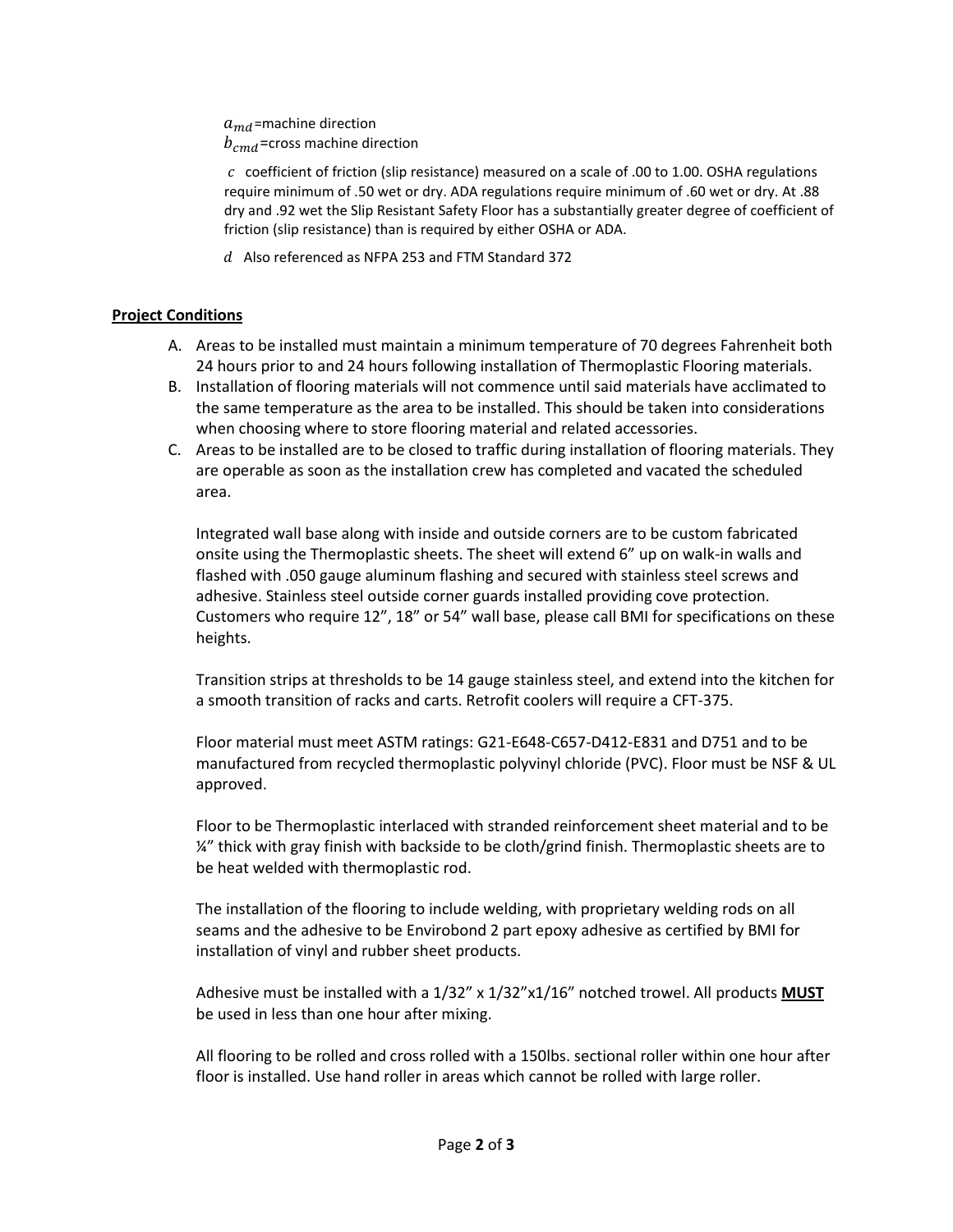$a_{md}$=machine direction
$b_{cmd}$=cross machine direction

$c$ coefficient of friction (slip resistance) measured on a scale of .00 to 1.00. OSHA regulations require minimum of .50 wet or dry. ADA regulations require minimum of .60 wet or dry. At .88 dry and .92 wet the Slip Resistant Safety Floor has a substantially greater degree of coefficient of friction (slip resistance) than is required by either OSHA or ADA.

$d$ Also referenced as NFPA 253 and FTM Standard 372

**Project Conditions**

A. Areas to be installed must maintain a minimum temperature of 70 degrees Fahrenheit both 24 hours prior to and 24 hours following installation of Thermoplastic Flooring materials.
B. Installation of flooring materials will not commence until said materials have acclimated to the same temperature as the area to be installed. This should be taken into considerations when choosing where to store flooring material and related accessories.
C. Areas to be installed are to be closed to traffic during installation of flooring materials. They are operable as soon as the installation crew has completed and vacated the scheduled area.

Integrated wall base along with inside and outside corners are to be custom fabricated onsite using the Thermoplastic sheets. The sheet will extend 6" up on walk-in walls and flashed with .050 gauge aluminum flashing and secured with stainless steel screws and adhesive. Stainless steel outside corner guards installed providing cove protection. Customers who require 12", 18" or 54" wall base, please call BMI for specifications on these heights.

Transition strips at thresholds to be 14 gauge stainless steel, and extend into the kitchen for a smooth transition of racks and carts. Retrofit coolers will require a CFT-375.

Floor material must meet ASTM ratings: G21-E648-C657-D412-E831 and D751 and to be manufactured from recycled thermoplastic polyvinyl chloride (PVC). Floor must be NSF & UL approved.

Floor to be Thermoplastic interlaced with stranded reinforcement sheet material and to be ¼" thick with gray finish with backside to be cloth/grind finish. Thermoplastic sheets are to be heat welded with thermoplastic rod.

The installation of the flooring to include welding, with proprietary welding rods on all seams and the adhesive to be Envirobond 2 part epoxy adhesive as certified by BMI for installation of vinyl and rubber sheet products.

Adhesive must be installed with a 1/32" x 1/32"x1/16" notched trowel. All products **MUST** be used in less than one hour after mixing.

All flooring to be rolled and cross rolled with a 150lbs. sectional roller within one hour after floor is installed. Use hand roller in areas which cannot be rolled with large roller.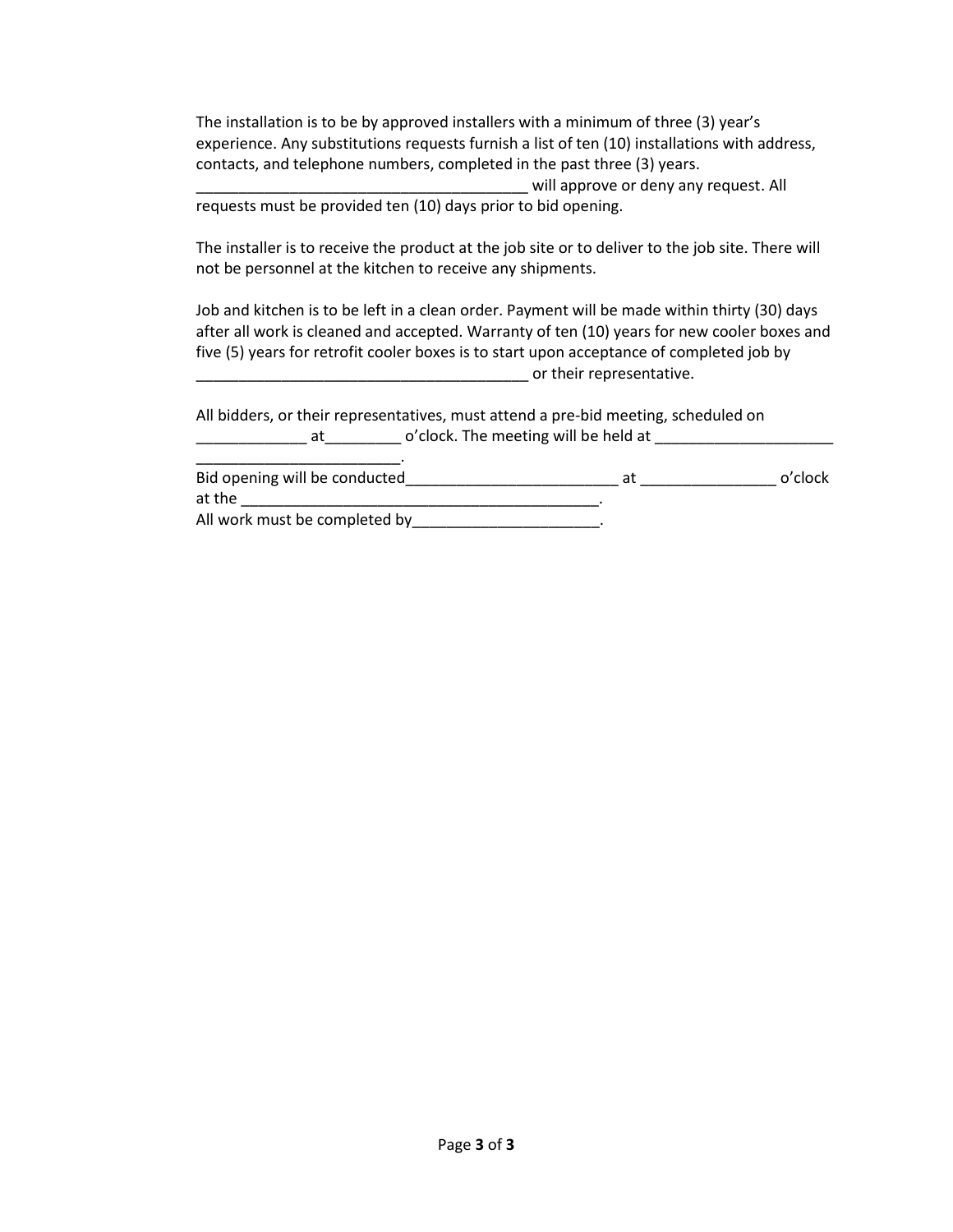The installation is to be by approved installers with a minimum of three (3) year's experience. Any substitutions requests furnish a list of ten (10) installations with address, contacts, and telephone numbers, completed in the past three (3) years. _______________________________________ will approve or deny any request. All requests must be provided ten (10) days prior to bid opening.

The installer is to receive the product at the job site or to deliver to the job site. There will not be personnel at the kitchen to receive any shipments.

Job and kitchen is to be left in a clean order. Payment will be made within thirty (30) days after all work is cleaned and accepted. Warranty of ten (10) years for new cooler boxes and five (5) years for retrofit cooler boxes is to start upon acceptance of completed job by _______________________________________ or their representative.

All bidders, or their representatives, must attend a pre-bid meeting, scheduled on ____________ at_________ o'clock. The meeting will be held at _____________________ ________________________.

Bid opening will be conducted_________________________ at _______________ o'clock at the ___________________________________________.

All work must be completed by_____________________.